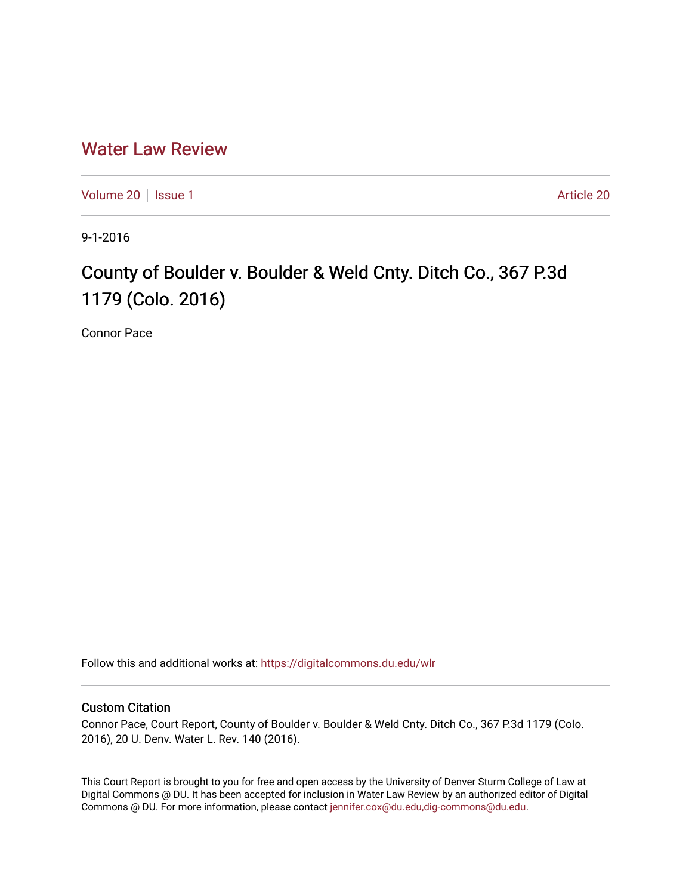# Water Law Review

Volume 20 | Issue 1 | Article 20

9-1-2016

## County of Boulder v. Boulder & Weld Cnty. Ditch Co., 367 P.3d 1179 (Colo. 2016)

Connor Pace

Follow this and additional works at: https://digitalcommons.du.edu/wlr

### Custom Citation

Connor Pace, Court Report, County of Boulder v. Boulder & Weld Cnty. Ditch Co., 367 P.3d 1179 (Colo. 2016), 20 U. Denv. Water L. Rev. 140 (2016).

This Court Report is brought to you for free and open access by the University of Denver Sturm College of Law at Digital Commons @ DU. It has been accepted for inclusion in Water Law Review by an authorized editor of Digital Commons @ DU. For more information, please contact jennifer.cox@du.edu,dig-commons@du.edu.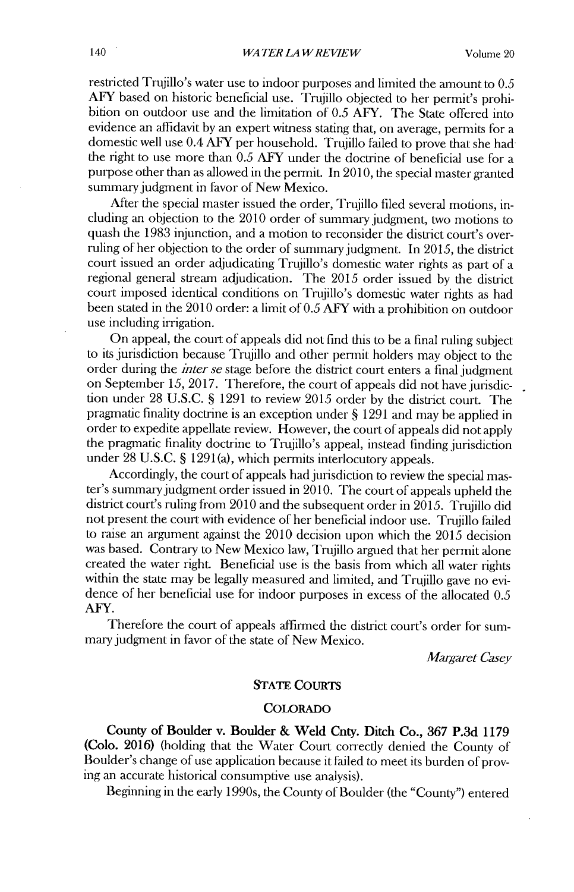restricted Trujillo's water use to indoor purposes and limited the amount to 0.5 AFY based on historic beneficial use. Trujillo objected to her permit's prohibition on outdoor use and the limitation of 0.5 AFY. The State offered into evidence an affidavit by an expert witness stating that, on average, permits for a domestic well use 0.4 AFY per household. Trujillo failed to prove that she had the right to use more than 0.5 AFY under the doctrine of beneficial use for a purpose other than as allowed in the permit. In 2010, the special master granted summary judgment in favor of New Mexico.

After the special master issued the order, Trujillo filed several motions, including an objection to the 2010 order of summary judgment, two motions to quash the 1983 injunction, and a motion to reconsider the district court's overruling of her objection to the order of summary judgment. In 2015, the district court issued an order adjudicating Trujillo's domestic water rights as part of a regional general stream adjudication. The 2015 order issued by the district court imposed identical conditions on Trujillo's domestic water rights as had been stated in the 2010 order: a limit of 0.5 AFY with a prohibition on outdoor use including irrigation.

On appeal, the court of appeals did not find this to be a final ruling subject to its jurisdiction because Trujillo and other permit holders may object to the order during the *inter se* stage before the district court enters a final judgment on September 15, 2017. Therefore, the court of appeals did not have jurisdiction under 28 U.S.C. § 1291 to review 2015 order by the district court. The pragmatic finality doctrine is an exception under § 1291 and may be applied in order to expedite appellate review. However, the court of appeals did not apply the pragmatic finality doctrine to Trujillo's appeal, instead finding jurisdiction under 28 U.S.C. § 1291(a), which permits interlocutory appeals.

Accordingly, the court of appeals had jurisdiction to review the special master's summary judgment order issued in 2010. The court of appeals upheld the district court's ruling from 2010 and the subsequent order in 2015. Trujillo did not present the court with evidence of her beneficial indoor use. Trujillo failed to raise an argument against the 2010 decision upon which the 2015 decision was based. Contrary to New Mexico law, Trujillo argued that her permit alone created the water right. Beneficial use is the basis from which all water rights within the state may be legally measured and limited, and Trujillo gave no evidence of her beneficial use for indoor purposes in excess of the allocated 0.5 AFY.

Therefore the court of appeals affirmed the district court's order for summary judgment in favor of the state of New Mexico.

*Margaret Casey*

## STATE COURTS

### COLORADO

**County of Boulder v. Boulder & Weld Cnty. Ditch Co., 367 P.3d 1179 (Colo. 2016)** (holding that the Water Court correctly denied the County of Boulder's change of use application because it failed to meet its burden of proving an accurate historical consumptive use analysis).

Beginning in the early 1990s, the County of Boulder (the "County") entered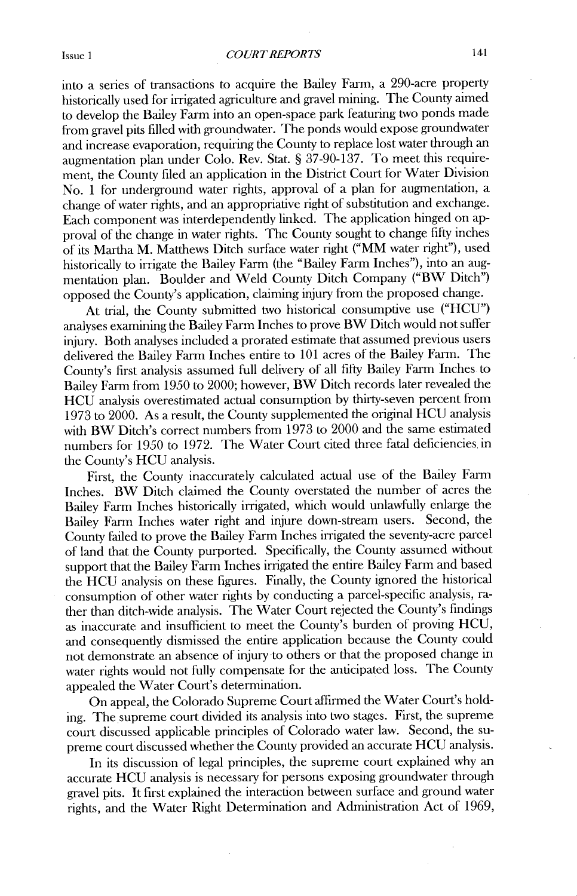into a series of transactions to acquire the Bailey Farm, a 290-acre property historically used for irrigated agriculture and gravel mining. The County aimed to develop the Bailey Farm into an open-space park featuring two ponds made from gravel pits filled with groundwater. The ponds would expose groundwater and increase evaporation, requiring the County to replace lost water through an augmentation plan under Colo. Rev. Stat. § 37-90-137. To meet this requirement, the County filed an application in the District Court for Water Division No. 1 for underground water rights, approval of a plan for augmentation, a change of water rights, and an appropriative right of substitution and exchange. Each component was interdependently linked. The application hinged on approval of the change in water rights. The County sought to change fifty inches of its Martha M. Matthews Ditch surface water right ("MM water right"), used historically to irrigate the Bailey Farm (the "Bailey Farm Inches"), into an augmentation plan. Boulder and Weld County Ditch Company ("BW Ditch") opposed the County's application, claiming injury from the proposed change.

At trial, the County submitted two historical consumptive use ("HCU") analyses examining the Bailey Farm Inches to prove BW Ditch would not suffer injury. Both analyses included a prorated estimate that assumed previous users delivered the Bailey Farm Inches entire to 101 acres of the Bailey Farm. The County's first analysis assumed full delivery of all fifty Bailey Farm Inches to Bailey Farm from 1950 to 2000; however, BW Ditch records later revealed the HCU analysis overestimated actual consumption by thirty-seven percent from 1973 to 2000. As a result, the County supplemented the original HCU analysis with BW Ditch's correct numbers from 1973 to 2000 and the same estimated numbers for 1950 to 1972. The Water Court cited three fatal deficiencies in the County's HCU analysis.

First, the County inaccurately calculated actual use of the Bailey Farm Inches. BW Ditch claimed the County overstated the number of acres the Bailey Farm Inches historically irrigated, which would unlawfully enlarge the Bailey Farm Inches water right and injure down-stream users. Second, the County failed to prove the Bailey Farm Inches irrigated the seventy-acre parcel of land that the County purported. Specifically, the County assumed without support that the Bailey Farm Inches irrigated the entire Bailey Farm and based the HCU analysis on these figures. Finally, the County ignored the historical consumption of other water rights by conducting a parcel-specific analysis, rather than ditch-wide analysis. The Water Court rejected the County's findings as inaccurate and insufficient to meet the County's burden of proving HCU, and consequently dismissed the entire application because the County could not demonstrate an absence of injury to others or that the proposed change in water rights would not fully compensate for the anticipated loss. The County appealed the Water Court's determination.

On appeal, the Colorado Supreme Court affirmed the Water Court's holding. The supreme court divided its analysis into two stages. First, the supreme court discussed applicable principles of Colorado water law. Second, the supreme court discussed whether the County provided an accurate HCU analysis.

In its discussion of legal principles, the supreme court explained why an accurate HCU analysis is necessary for persons exposing groundwater through gravel pits. It first explained the interaction between surface and ground water rights, and the Water Right Determination and Administration Act of 1969,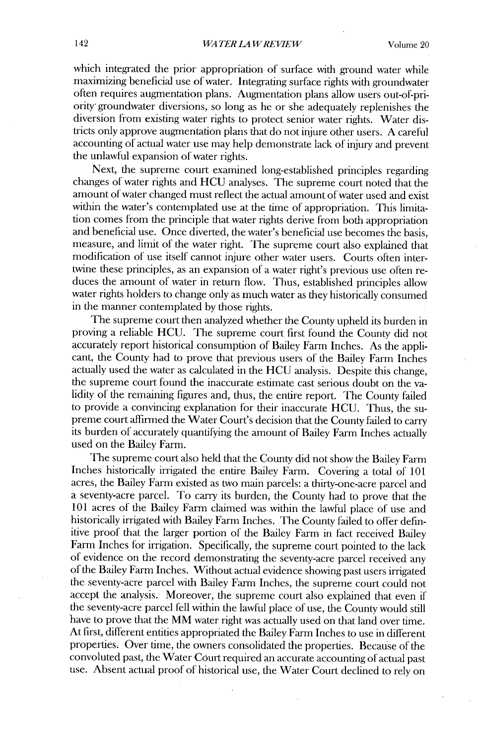which integrated the prior appropriation of surface with ground water while maximizing beneficial use of water. Integrating surface rights with groundwater often requires augmentation plans. Augmentation plans allow users out-of-priority groundwater diversions, so long as he or she adequately replenishes the diversion from existing water rights to protect senior water rights. Water districts only approve augmentation plans that do not injure other users. A careful accounting of actual water use may help demonstrate lack of injury and prevent the unlawful expansion of water rights.

Next, the supreme court examined long-established principles regarding changes of water rights and HCU analyses. The supreme court noted that the amount of water changed must reflect the actual amount of water used and exist within the water's contemplated use at the time of appropriation. This limitation comes from the principle that water rights derive from both appropriation and beneficial use. Once diverted, the water's beneficial use becomes the basis, measure, and limit of the water right. The supreme court also explained that modification of use itself cannot injure other water users. Courts often intertwine these principles, as an expansion of a water right's previous use often reduces the amount of water in return flow. Thus, established principles allow water rights holders to change only as much water as they historically consumed in the manner contemplated by those rights.

The supreme court then analyzed whether the County upheld its burden in proving a reliable HCU. The supreme court first found the County did not accurately report historical consumption of Bailey Farm Inches. As the applicant, the County had to prove that previous users of the Bailey Farm Inches actually used the water as calculated in the HCU analysis. Despite this change, the supreme court found the inaccurate estimate cast serious doubt on the validity of the remaining figures and, thus, the entire report. The County failed to provide a convincing explanation for their inaccurate HCU. Thus, the supreme court affirmed the Water Court's decision that the County failed to carry its burden of accurately quantifying the amount of Bailey Farm Inches actually used on the Bailey Farm.

The supreme court also held that the County did not show the Bailey Farm Inches historically irrigated the entire Bailey Farm. Covering a total of 101 acres, the Bailey Farm existed as two main parcels: a thirty-one-acre parcel and a seventy-acre parcel. To carry its burden, the County had to prove that the 101 acres of the Bailey Farm claimed was within the lawful place of use and historically irrigated with Bailey Farm Inches. The County failed to offer definitive proof that the larger portion of the Bailey Farm in fact received Bailey Farm Inches for irrigation. Specifically, the supreme court pointed to the lack of evidence on the record demonstrating the seventy-acre parcel received any of the Bailey Farm Inches. Without actual evidence showing past users irrigated the seventy-acre parcel with Bailey Farm Inches, the supreme court could not accept the analysis. Moreover, the supreme court also explained that even if the seventy-acre parcel fell within the lawful place of use, the County would still have to prove that the MM water right was actually used on that land over time. At first, different entities appropriated the Bailey Farm Inches to use in different properties. Over time, the owners consolidated the properties. Because of the convoluted past, the Water Court required an accurate accounting of actual past use. Absent actual proof of historical use, the Water Court declined to rely on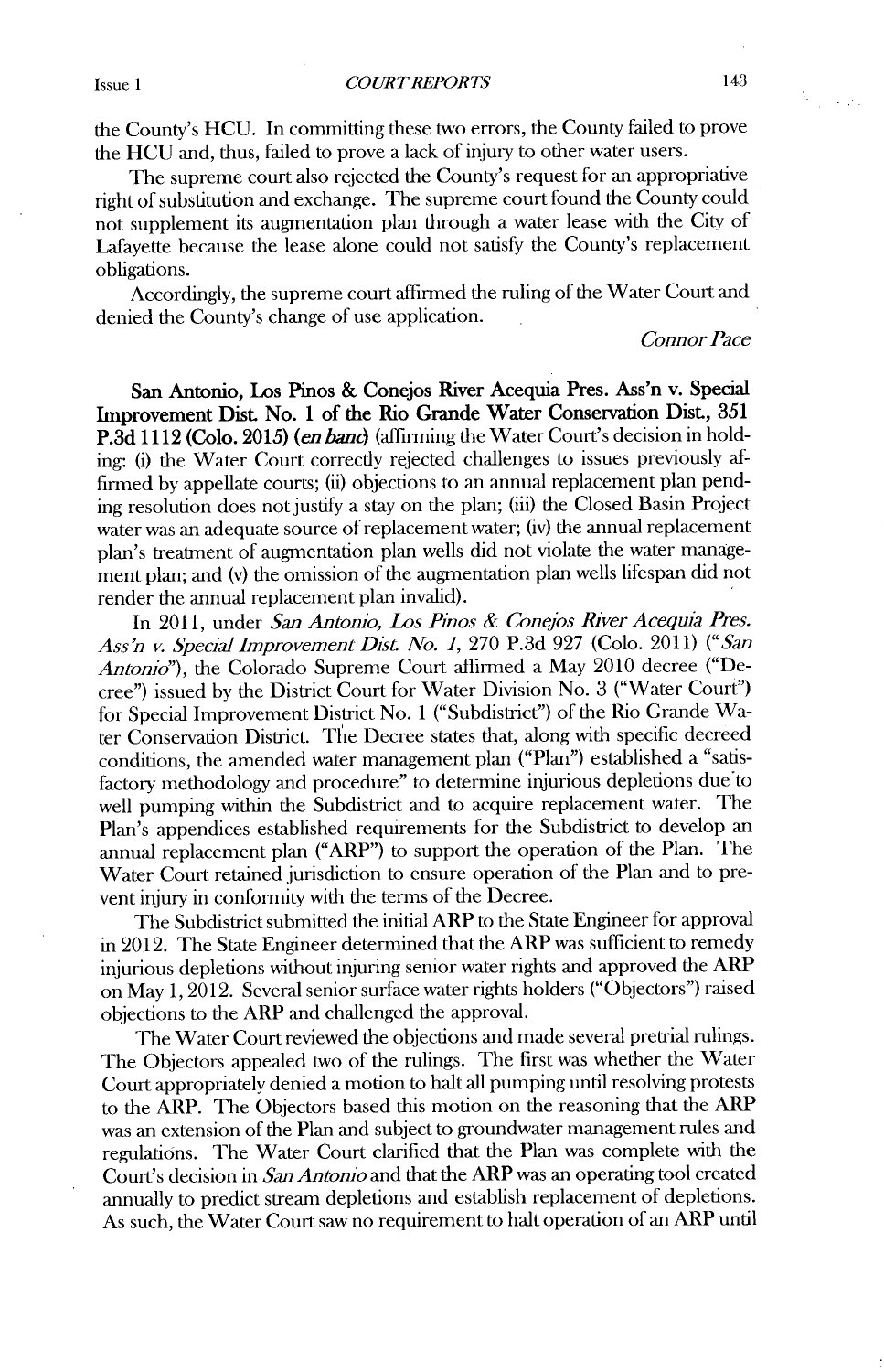the County's HCU. In committing these two errors, the County failed to prove the HCU and, thus, failed to prove a lack of injury to other water users.

The supreme court also rejected the County's request for an appropriative right of substitution and exchange. The supreme court found the County could not supplement its augmentation plan through a water lease with the City of Lafayette because the lease alone could not satisfy the County's replacement obligations.

Accordingly, the supreme court affirmed the ruling of the Water Court and denied the County's change of use application.

*Connor Pace*

**San Antonio, Los Pinos & Conejos River Acequia Pres. Ass'n v. Special Improvement Dist. No. 1 of the Rio Grande Water Conservation Dist., 351 P.3d 1112 (Colo. 2015) (*en banc*)** (affirming the Water Court's decision in holding: (i) the Water Court correctly rejected challenges to issues previously affirmed by appellate courts; (ii) objections to an annual replacement plan pending resolution does not justify a stay on the plan; (iii) the Closed Basin Project water was an adequate source of replacement water; (iv) the annual replacement plan's treatment of augmentation plan wells did not violate the water management plan; and (v) the omission of the augmentation plan wells lifespan did not render the annual replacement plan invalid).

In 2011, under *San Antonio, Los Pinos & Conejos River Acequia Pres. Ass'n v. Special Improvement Dist. No. 1*, 270 P.3d 927 (Colo. 2011) ("*San Antonio*"), the Colorado Supreme Court affirmed a May 2010 decree ("Decree") issued by the District Court for Water Division No. 3 ("Water Court") for Special Improvement District No. 1 ("Subdistrict") of the Rio Grande Water Conservation District. The Decree states that, along with specific decreed conditions, the amended water management plan ("Plan") established a "satisfactory methodology and procedure" to determine injurious depletions due to well pumping within the Subdistrict and to acquire replacement water. The Plan's appendices established requirements for the Subdistrict to develop an annual replacement plan ("ARP") to support the operation of the Plan. The Water Court retained jurisdiction to ensure operation of the Plan and to prevent injury in conformity with the terms of the Decree.

The Subdistrict submitted the initial ARP to the State Engineer for approval in 2012. The State Engineer determined that the ARP was sufficient to remedy injurious depletions without injuring senior water rights and approved the ARP on May 1, 2012. Several senior surface water rights holders ("Objectors") raised objections to the ARP and challenged the approval.

The Water Court reviewed the objections and made several pretrial rulings. The Objectors appealed two of the rulings. The first was whether the Water Court appropriately denied a motion to halt all pumping until resolving protests to the ARP. The Objectors based this motion on the reasoning that the ARP was an extension of the Plan and subject to groundwater management rules and regulations. The Water Court clarified that the Plan was complete with the Court's decision in *San Antonio* and that the ARP was an operating tool created annually to predict stream depletions and establish replacement of depletions. As such, the Water Court saw no requirement to halt operation of an ARP until